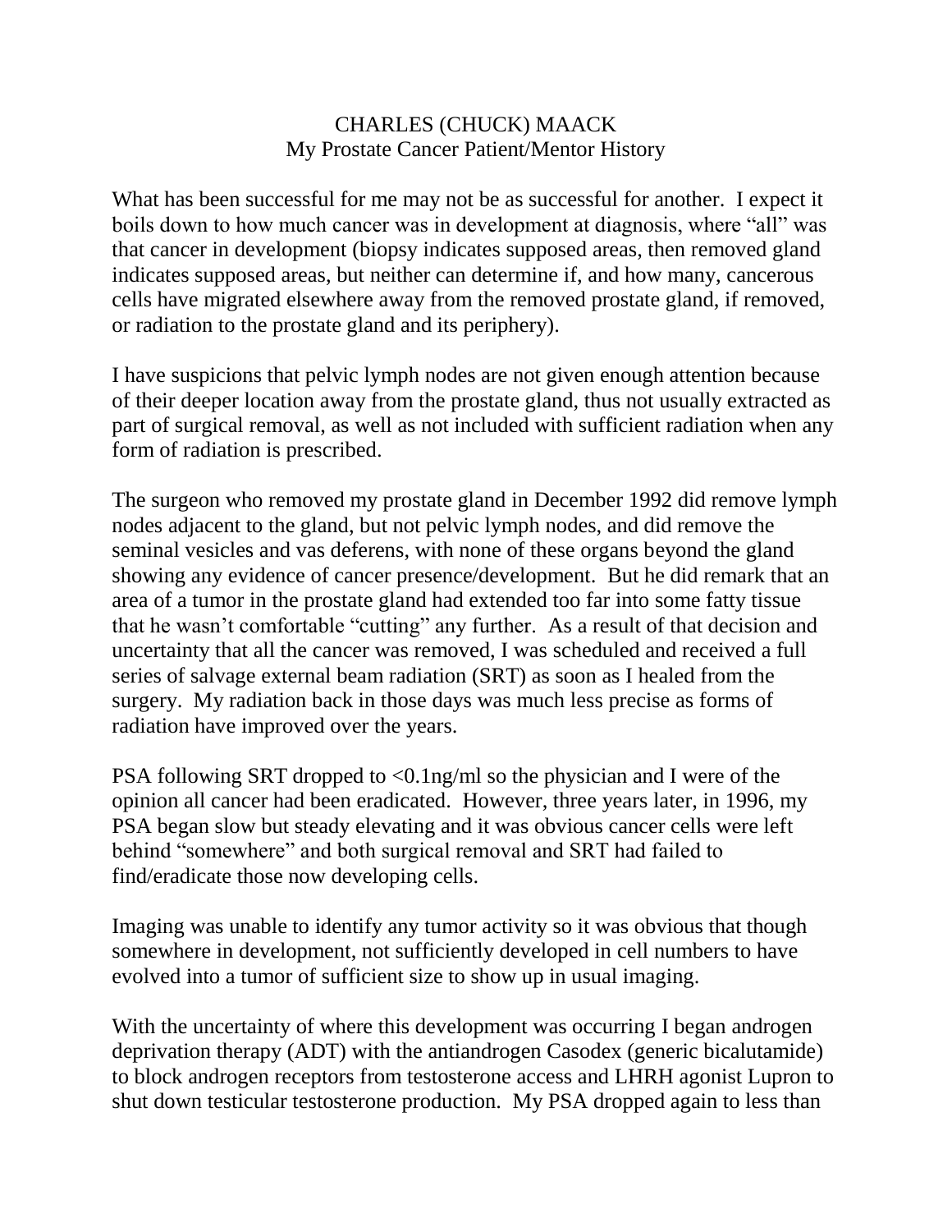# CHARLES (CHUCK) MAACK

## My Prostate Cancer Patient/Mentor History

What has been successful for me may not be as successful for another. I expect it boils down to how much cancer was in development at diagnosis, where "all" was that cancer in development (biopsy indicates supposed areas, then removed gland indicates supposed areas, but neither can determine if, and how many, cancerous cells have migrated elsewhere away from the removed prostate gland, if removed, or radiation to the prostate gland and its periphery).

I have suspicions that pelvic lymph nodes are not given enough attention because of their deeper location away from the prostate gland, thus not usually extracted as part of surgical removal, as well as not included with sufficient radiation when any form of radiation is prescribed.

The surgeon who removed my prostate gland in December 1992 did remove lymph nodes adjacent to the gland, but not pelvic lymph nodes, and did remove the seminal vesicles and vas deferens, with none of these organs beyond the gland showing any evidence of cancer presence/development. But he did remark that an area of a tumor in the prostate gland had extended too far into some fatty tissue that he wasn't comfortable "cutting" any further. As a result of that decision and uncertainty that all the cancer was removed, I was scheduled and received a full series of salvage external beam radiation (SRT) as soon as I healed from the surgery. My radiation back in those days was much less precise as forms of radiation have improved over the years.

PSA following SRT dropped to <0.1ng/ml so the physician and I were of the opinion all cancer had been eradicated. However, three years later, in 1996, my PSA began slow but steady elevating and it was obvious cancer cells were left behind "somewhere" and both surgical removal and SRT had failed to find/eradicate those now developing cells.

Imaging was unable to identify any tumor activity so it was obvious that though somewhere in development, not sufficiently developed in cell numbers to have evolved into a tumor of sufficient size to show up in usual imaging.

With the uncertainty of where this development was occurring I began androgen deprivation therapy (ADT) with the antiandrogen Casodex (generic bicalutamide) to block androgen receptors from testosterone access and LHRH agonist Lupron to shut down testicular testosterone production. My PSA dropped again to less than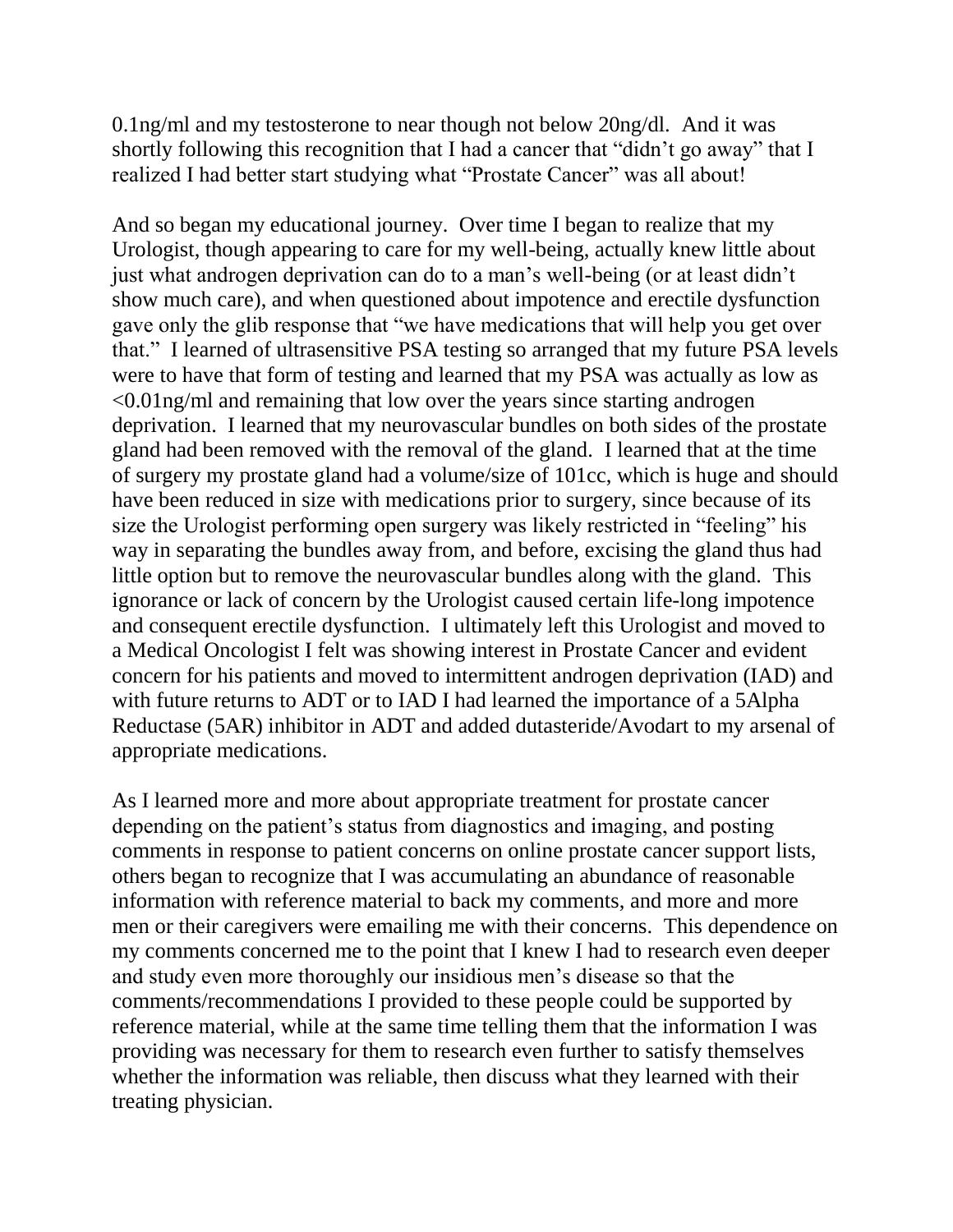0.1ng/ml and my testosterone to near though not below 20ng/dl. And it was shortly following this recognition that I had a cancer that "didn't go away" that I realized I had better start studying what "Prostate Cancer" was all about!

And so began my educational journey. Over time I began to realize that my Urologist, though appearing to care for my well-being, actually knew little about just what androgen deprivation can do to a man's well-being (or at least didn't show much care), and when questioned about impotence and erectile dysfunction gave only the glib response that "we have medications that will help you get over that." I learned of ultrasensitive PSA testing so arranged that my future PSA levels were to have that form of testing and learned that my PSA was actually as low as <0.01ng/ml and remaining that low over the years since starting androgen deprivation. I learned that my neurovascular bundles on both sides of the prostate gland had been removed with the removal of the gland. I learned that at the time of surgery my prostate gland had a volume/size of 101cc, which is huge and should have been reduced in size with medications prior to surgery, since because of its size the Urologist performing open surgery was likely restricted in "feeling" his way in separating the bundles away from, and before, excising the gland thus had little option but to remove the neurovascular bundles along with the gland. This ignorance or lack of concern by the Urologist caused certain life-long impotence and consequent erectile dysfunction. I ultimately left this Urologist and moved to a Medical Oncologist I felt was showing interest in Prostate Cancer and evident concern for his patients and moved to intermittent androgen deprivation (IAD) and with future returns to ADT or to IAD I had learned the importance of a 5Alpha Reductase (5AR) inhibitor in ADT and added dutasteride/Avodart to my arsenal of appropriate medications.

As I learned more and more about appropriate treatment for prostate cancer depending on the patient's status from diagnostics and imaging, and posting comments in response to patient concerns on online prostate cancer support lists, others began to recognize that I was accumulating an abundance of reasonable information with reference material to back my comments, and more and more men or their caregivers were emailing me with their concerns. This dependence on my comments concerned me to the point that I knew I had to research even deeper and study even more thoroughly our insidious men's disease so that the comments/recommendations I provided to these people could be supported by reference material, while at the same time telling them that the information I was providing was necessary for them to research even further to satisfy themselves whether the information was reliable, then discuss what they learned with their treating physician.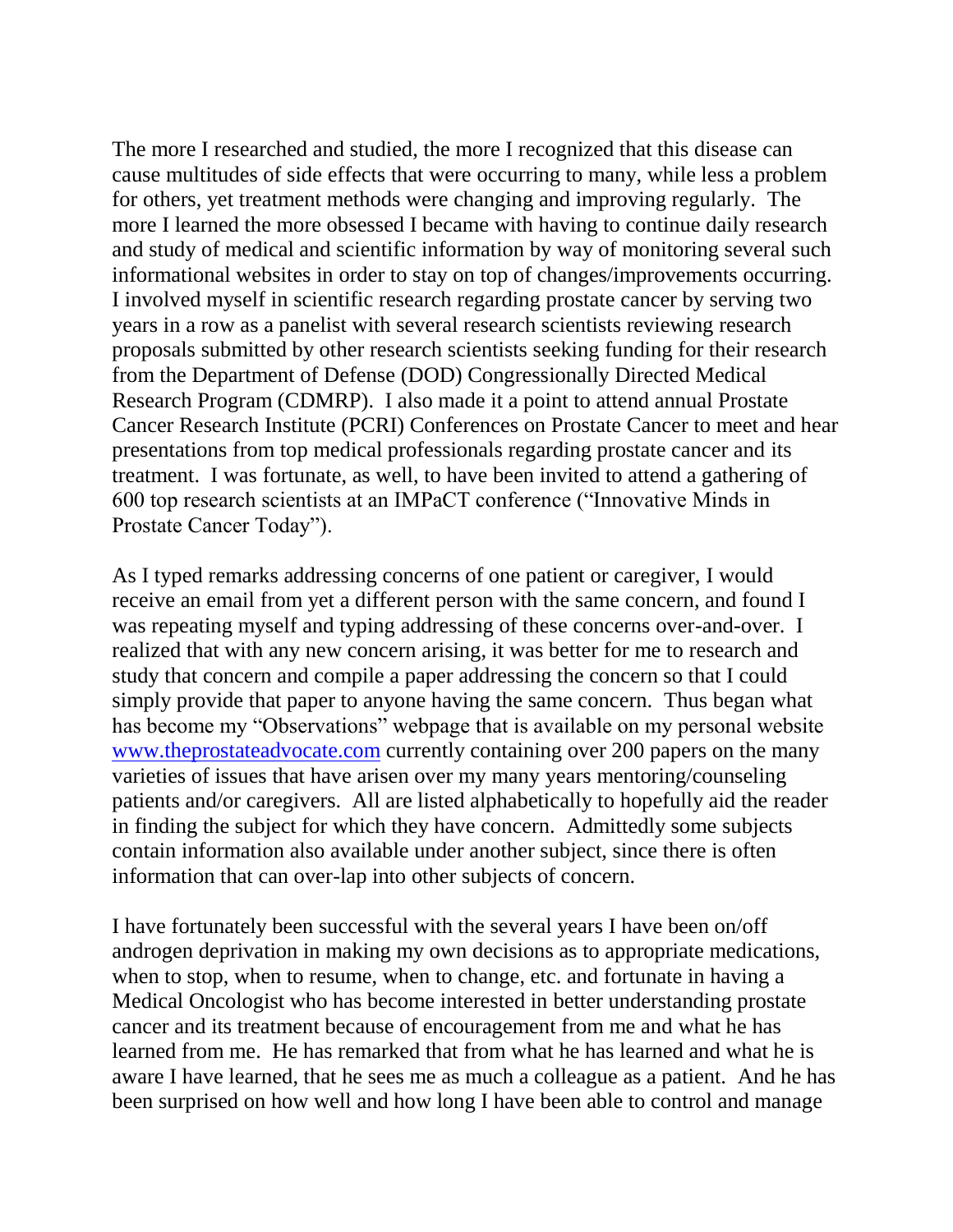The more I researched and studied, the more I recognized that this disease can cause multitudes of side effects that were occurring to many, while less a problem for others, yet treatment methods were changing and improving regularly. The more I learned the more obsessed I became with having to continue daily research and study of medical and scientific information by way of monitoring several such informational websites in order to stay on top of changes/improvements occurring. I involved myself in scientific research regarding prostate cancer by serving two years in a row as a panelist with several research scientists reviewing research proposals submitted by other research scientists seeking funding for their research from the Department of Defense (DOD) Congressionally Directed Medical Research Program (CDMRP). I also made it a point to attend annual Prostate Cancer Research Institute (PCRI) Conferences on Prostate Cancer to meet and hear presentations from top medical professionals regarding prostate cancer and its treatment. I was fortunate, as well, to have been invited to attend a gathering of 600 top research scientists at an IMPaCT conference ("Innovative Minds in Prostate Cancer Today").

As I typed remarks addressing concerns of one patient or caregiver, I would receive an email from yet a different person with the same concern, and found I was repeating myself and typing addressing of these concerns over-and-over. I realized that with any new concern arising, it was better for me to research and study that concern and compile a paper addressing the concern so that I could simply provide that paper to anyone having the same concern. Thus began what has become my "Observations" webpage that is available on my personal website [www.theprostateadvocate.com](http://www.theprostateadvocate.com) currently containing over 200 papers on the many varieties of issues that have arisen over my many years mentoring/counseling patients and/or caregivers. All are listed alphabetically to hopefully aid the reader in finding the subject for which they have concern. Admittedly some subjects contain information also available under another subject, since there is often information that can over-lap into other subjects of concern.

I have fortunately been successful with the several years I have been on/off androgen deprivation in making my own decisions as to appropriate medications, when to stop, when to resume, when to change, etc. and fortunate in having a Medical Oncologist who has become interested in better understanding prostate cancer and its treatment because of encouragement from me and what he has learned from me. He has remarked that from what he has learned and what he is aware I have learned, that he sees me as much a colleague as a patient. And he has been surprised on how well and how long I have been able to control and manage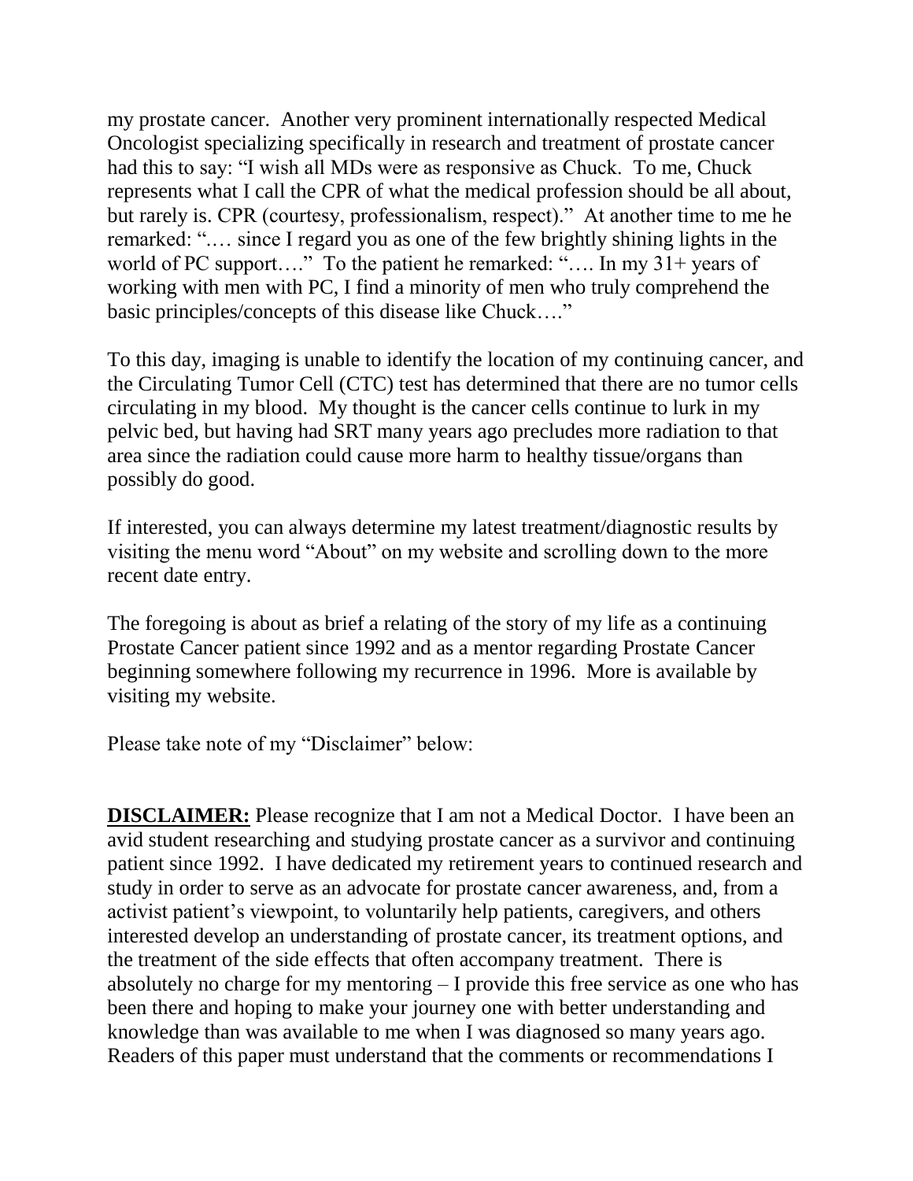my prostate cancer. Another very prominent internationally respected Medical Oncologist specializing specifically in research and treatment of prostate cancer had this to say: "I wish all MDs were as responsive as Chuck. To me, Chuck represents what I call the CPR of what the medical profession should be all about, but rarely is. CPR (courtesy, professionalism, respect)." At another time to me he remarked: ".… since I regard you as one of the few brightly shining lights in the world of PC support…." To the patient he remarked: "…. In my 31+ years of working with men with PC, I find a minority of men who truly comprehend the basic principles/concepts of this disease like Chuck…."

To this day, imaging is unable to identify the location of my continuing cancer, and the Circulating Tumor Cell (CTC) test has determined that there are no tumor cells circulating in my blood. My thought is the cancer cells continue to lurk in my pelvic bed, but having had SRT many years ago precludes more radiation to that area since the radiation could cause more harm to healthy tissue/organs than possibly do good.

If interested, you can always determine my latest treatment/diagnostic results by visiting the menu word "About" on my website and scrolling down to the more recent date entry.

The foregoing is about as brief a relating of the story of my life as a continuing Prostate Cancer patient since 1992 and as a mentor regarding Prostate Cancer beginning somewhere following my recurrence in 1996. More is available by visiting my website.

Please take note of my "Disclaimer" below:

**<u>DISCLAIMER:</u>** Please recognize that I am not a Medical Doctor. I have been an avid student researching and studying prostate cancer as a survivor and continuing patient since 1992. I have dedicated my retirement years to continued research and study in order to serve as an advocate for prostate cancer awareness, and, from a activist patient's viewpoint, to voluntarily help patients, caregivers, and others interested develop an understanding of prostate cancer, its treatment options, and the treatment of the side effects that often accompany treatment. There is absolutely no charge for my mentoring – I provide this free service as one who has been there and hoping to make your journey one with better understanding and knowledge than was available to me when I was diagnosed so many years ago. Readers of this paper must understand that the comments or recommendations I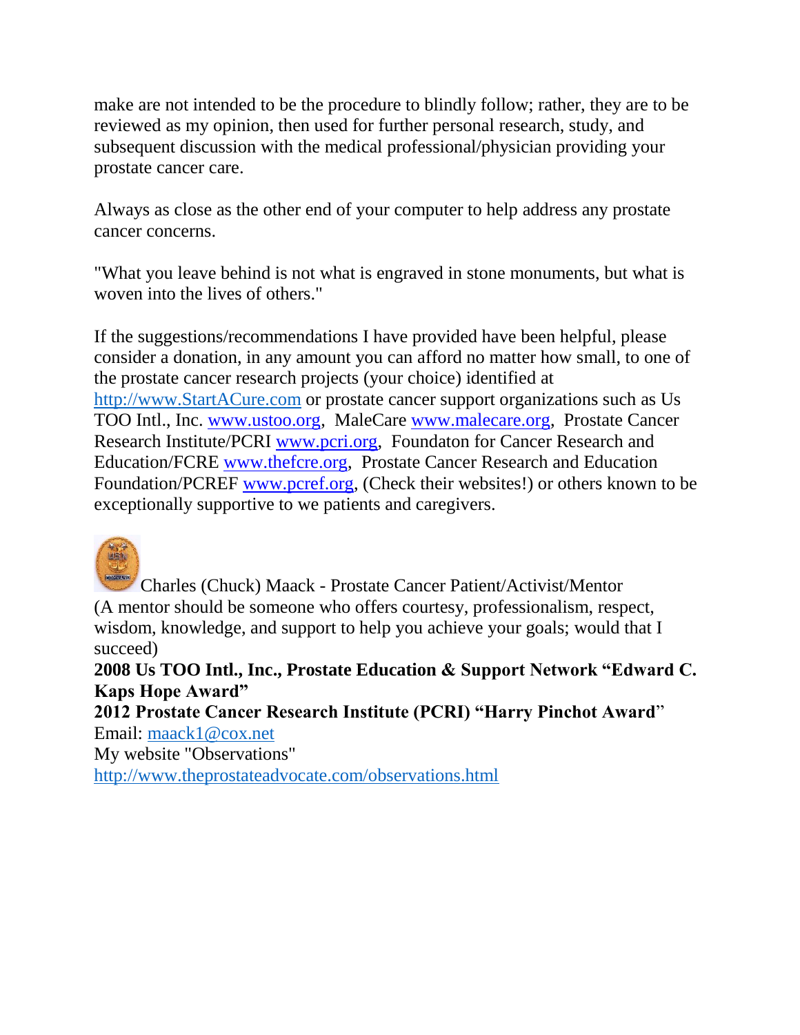make are not intended to be the procedure to blindly follow; rather, they are to be reviewed as my opinion, then used for further personal research, study, and subsequent discussion with the medical professional/physician providing your prostate cancer care.

Always as close as the other end of your computer to help address any prostate cancer concerns.

"What you leave behind is not what is engraved in stone monuments, but what is woven into the lives of others."

If the suggestions/recommendations I have provided have been helpful, please consider a donation, in any amount you can afford no matter how small, to one of the prostate cancer research projects (your choice) identified at http://www.StartACure.com or prostate cancer support organizations such as Us TOO Intl., Inc. www.ustoo.org, MaleCare www.malecare.org, Prostate Cancer Research Institute/PCRI www.pcri.org, Foundaton for Cancer Research and Education/FCRE www.thefcre.org, Prostate Cancer Research and Education Foundation/PCREF www.pcref.org, (Check their websites!) or others known to be exceptionally supportive to we patients and caregivers.

Charles (Chuck) Maack - Prostate Cancer Patient/Activist/Mentor
(A mentor should be someone who offers courtesy, professionalism, respect, wisdom, knowledge, and support to help you achieve your goals; would that I succeed)
**2008 Us TOO Intl., Inc., Prostate Education & Support Network "Edward C. Kaps Hope Award"**
**2012 Prostate Cancer Research Institute (PCRI) "Harry Pinchot Award"**
Email: maack1@cox.net
My website "Observations"
http://www.theprostateadvocate.com/observations.html